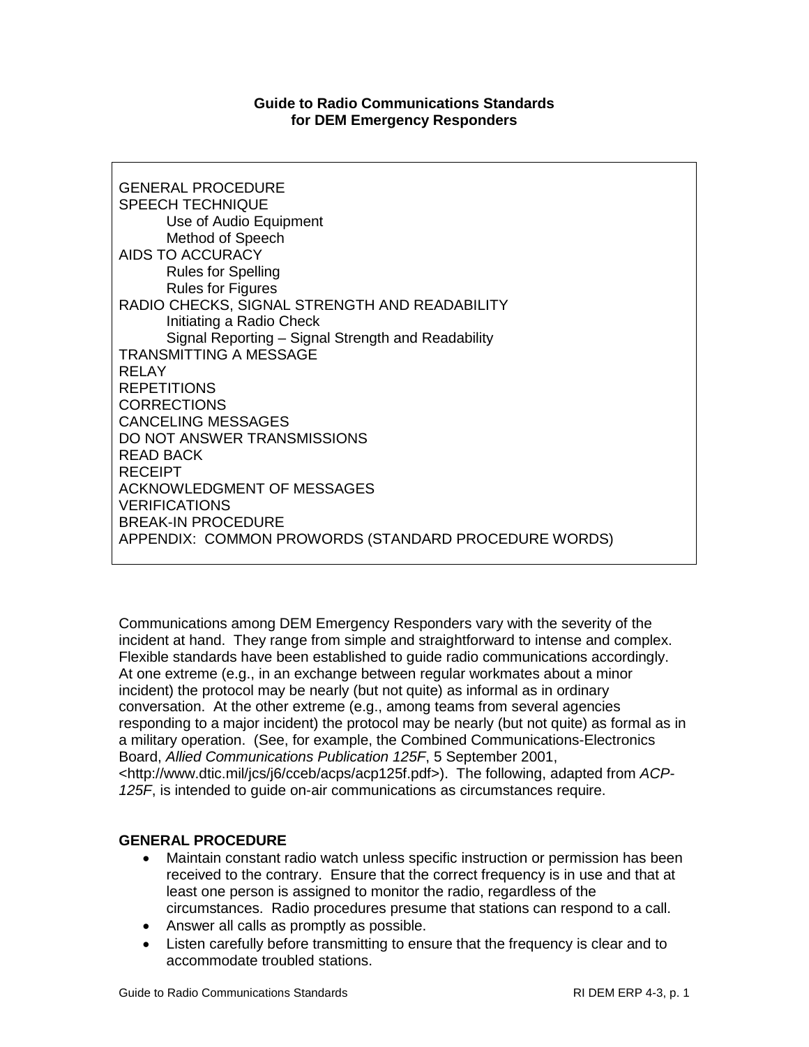# Guide to Radio Communications Standards for DEM Emergency Responders

GENERAL PROCEDURE
SPEECH TECHNIQUE
- Use of Audio Equipment
- Method of Speech

AIDS TO ACCURACY
- Rules for Spelling
- Rules for Figures

RADIO CHECKS, SIGNAL STRENGTH AND READABILITY
- Initiating a Radio Check
- Signal Reporting – Signal Strength and Readability

TRANSMITTING A MESSAGE
RELAY
REPETITIONS
CORRECTIONS
CANCELING MESSAGES
DO NOT ANSWER TRANSMISSIONS
READ BACK
RECEIPT
ACKNOWLEDGMENT OF MESSAGES
VERIFICATIONS
BREAK-IN PROCEDURE
APPENDIX: COMMON PROWORDS (STANDARD PROCEDURE WORDS)

Communications among DEM Emergency Responders vary with the severity of the incident at hand. They range from simple and straightforward to intense and complex. Flexible standards have been established to guide radio communications accordingly. At one extreme (e.g., in an exchange between regular workmates about a minor incident) the protocol may be nearly (but not quite) as informal as in ordinary conversation. At the other extreme (e.g., among teams from several agencies responding to a major incident) the protocol may be nearly (but not quite) as formal as in a military operation. (See, for example, the Combined Communications-Electronics Board, *Allied Communications Publication 125F*, 5 September 2001, <http://www.dtic.mil/jcs/j6/cceb/acps/acp125f.pdf>). The following, adapted from *ACP-125F*, is intended to guide on-air communications as circumstances require.

## GENERAL PROCEDURE

- Maintain constant radio watch unless specific instruction or permission has been received to the contrary. Ensure that the correct frequency is in use and that at least one person is assigned to monitor the radio, regardless of the circumstances. Radio procedures presume that stations can respond to a call.
- Answer all calls as promptly as possible.
- Listen carefully before transmitting to ensure that the frequency is clear and to accommodate troubled stations.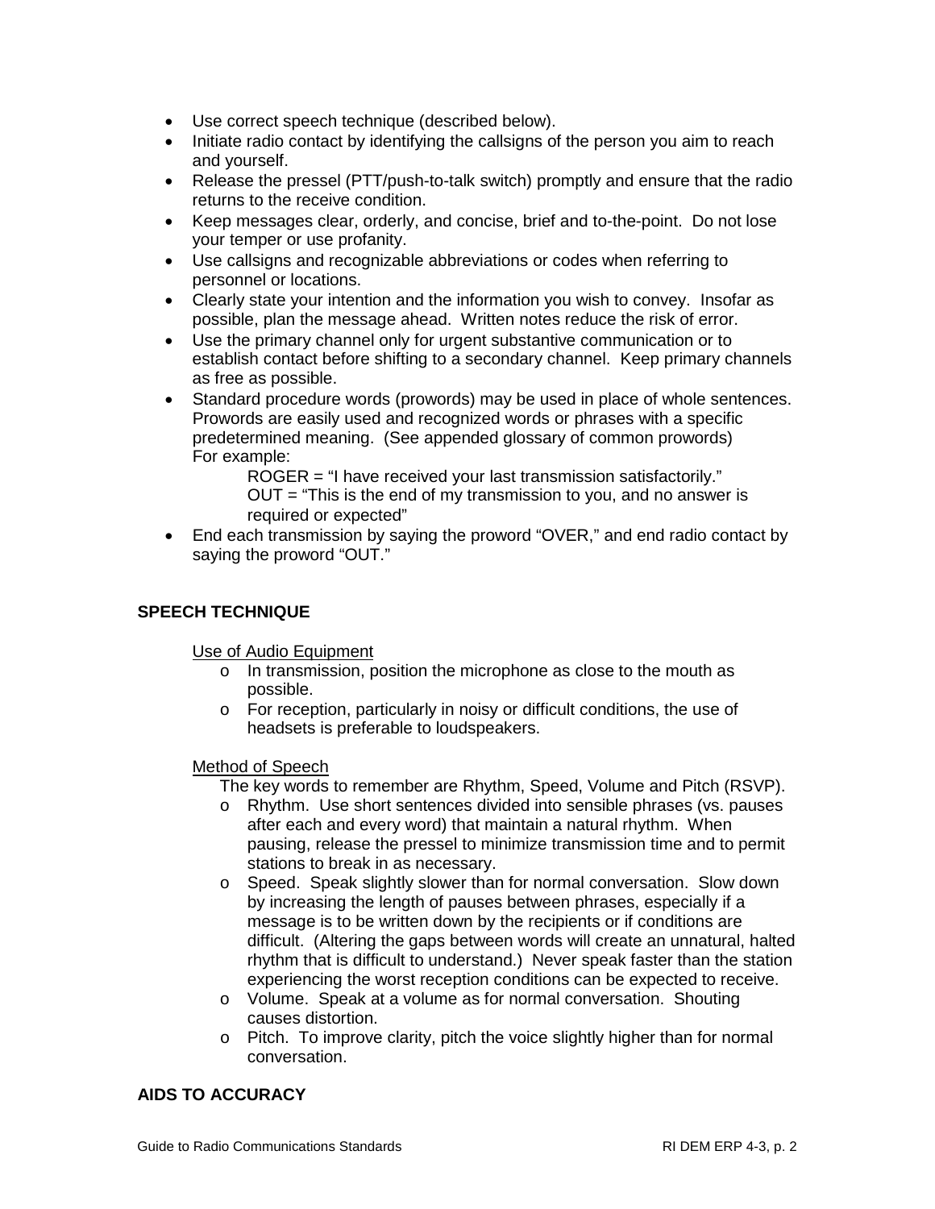- Use correct speech technique (described below).
- Initiate radio contact by identifying the callsigns of the person you aim to reach and yourself.
- Release the pressel (PTT/push-to-talk switch) promptly and ensure that the radio returns to the receive condition.
- Keep messages clear, orderly, and concise, brief and to-the-point. Do not lose your temper or use profanity.
- Use callsigns and recognizable abbreviations or codes when referring to personnel or locations.
- Clearly state your intention and the information you wish to convey. Insofar as possible, plan the message ahead. Written notes reduce the risk of error.
- Use the primary channel only for urgent substantive communication or to establish contact before shifting to a secondary channel. Keep primary channels as free as possible.
- Standard procedure words (prowords) may be used in place of whole sentences. Prowords are easily used and recognized words or phrases with a specific predetermined meaning. (See appended glossary of common prowords)
  For example:
  
  ROGER = "I have received your last transmission satisfactorily."
  
  OUT = "This is the end of my transmission to you, and no answer is required or expected"
- End each transmission by saying the proword "OVER," and end radio contact by saying the proword "OUT."

## SPEECH TECHNIQUE

Use of Audio Equipment

- In transmission, position the microphone as close to the mouth as possible.
- For reception, particularly in noisy or difficult conditions, the use of headsets is preferable to loudspeakers.

Method of Speech

The key words to remember are Rhythm, Speed, Volume and Pitch (RSVP).

- Rhythm. Use short sentences divided into sensible phrases (vs. pauses after each and every word) that maintain a natural rhythm. When pausing, release the pressel to minimize transmission time and to permit stations to break in as necessary.
- Speed. Speak slightly slower than for normal conversation. Slow down by increasing the length of pauses between phrases, especially if a message is to be written down by the recipients or if conditions are difficult. (Altering the gaps between words will create an unnatural, halted rhythm that is difficult to understand.) Never speak faster than the station experiencing the worst reception conditions can be expected to receive.
- Volume. Speak at a volume as for normal conversation. Shouting causes distortion.
- Pitch. To improve clarity, pitch the voice slightly higher than for normal conversation.

## AIDS TO ACCURACY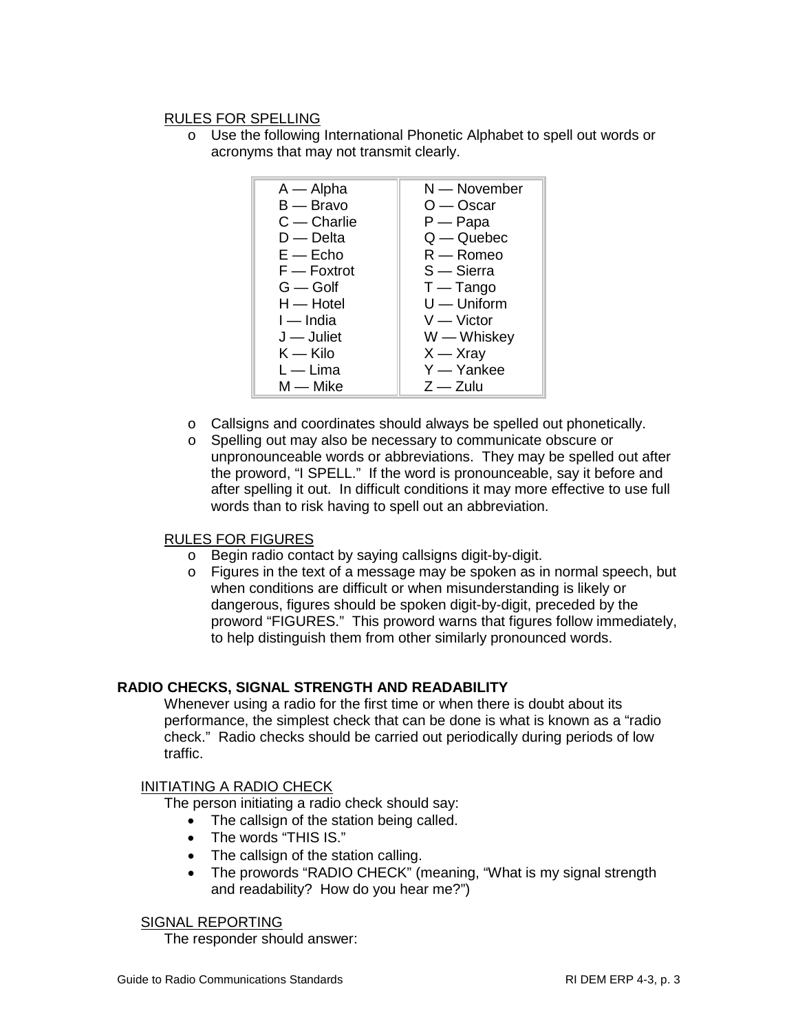### RULES FOR SPELLING

- Use the following International Phonetic Alphabet to spell out words or acronyms that may not transmit clearly.

| | |
|---|---|
| A — Alpha | N — November |
| B — Bravo | O — Oscar |
| C — Charlie | P — Papa |
| D — Delta | Q — Quebec |
| E — Echo | R — Romeo |
| F — Foxtrot | S — Sierra |
| G — Golf | T — Tango |
| H — Hotel | U — Uniform |
| I — India | V — Victor |
| J — Juliet | W — Whiskey |
| K — Kilo | X — Xray |
| L — Lima | Y — Yankee |
| M — Mike | Z — Zulu |

- Callsigns and coordinates should always be spelled out phonetically.
- Spelling out may also be necessary to communicate obscure or unpronounceable words or abbreviations. They may be spelled out after the proword, "I SPELL." If the word is pronounceable, say it before and after spelling it out. In difficult conditions it may more effective to use full words than to risk having to spell out an abbreviation.

### RULES FOR FIGURES

- Begin radio contact by saying callsigns digit-by-digit.
- Figures in the text of a message may be spoken as in normal speech, but when conditions are difficult or when misunderstanding is likely or dangerous, figures should be spoken digit-by-digit, preceded by the proword "FIGURES." This proword warns that figures follow immediately, to help distinguish them from other similarly pronounced words.

## RADIO CHECKS, SIGNAL STRENGTH AND READABILITY

Whenever using a radio for the first time or when there is doubt about its performance, the simplest check that can be done is what is known as a "radio check." Radio checks should be carried out periodically during periods of low traffic.

### INITIATING A RADIO CHECK

The person initiating a radio check should say:

- The callsign of the station being called.
- The words "THIS IS."
- The callsign of the station calling.
- The prowords "RADIO CHECK" (meaning, "What is my signal strength and readability? How do you hear me?")

### SIGNAL REPORTING

The responder should answer: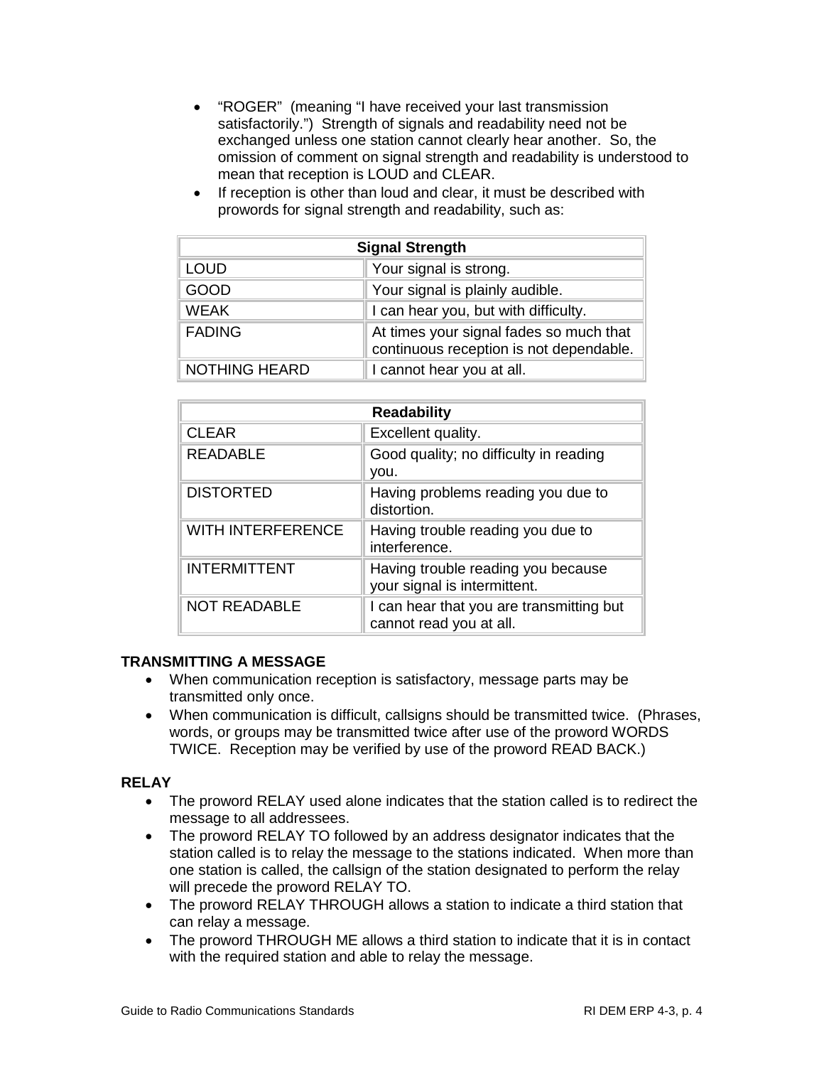- "ROGER" (meaning "I have received your last transmission satisfactorily.") Strength of signals and readability need not be exchanged unless one station cannot clearly hear another. So, the omission of comment on signal strength and readability is understood to mean that reception is LOUD and CLEAR.
- If reception is other than loud and clear, it must be described with prowords for signal strength and readability, such as:

| Signal Strength | |
|---|---|
| LOUD | Your signal is strong. |
| GOOD | Your signal is plainly audible. |
| WEAK | I can hear you, but with difficulty. |
| FADING | At times your signal fades so much that continuous reception is not dependable. |
| NOTHING HEARD | I cannot hear you at all. |

| Readability | |
|---|---|
| CLEAR | Excellent quality. |
| READABLE | Good quality; no difficulty in reading you. |
| DISTORTED | Having problems reading you due to distortion. |
| WITH INTERFERENCE | Having trouble reading you due to interference. |
| INTERMITTENT | Having trouble reading you because your signal is intermittent. |
| NOT READABLE | I can hear that you are transmitting but cannot read you at all. |

**TRANSMITTING A MESSAGE**

- When communication reception is satisfactory, message parts may be transmitted only once.
- When communication is difficult, callsigns should be transmitted twice. (Phrases, words, or groups may be transmitted twice after use of the proword WORDS TWICE. Reception may be verified by use of the proword READ BACK.)

**RELAY**

- The proword RELAY used alone indicates that the station called is to redirect the message to all addressees.
- The proword RELAY TO followed by an address designator indicates that the station called is to relay the message to the stations indicated. When more than one station is called, the callsign of the station designated to perform the relay will precede the proword RELAY TO.
- The proword RELAY THROUGH allows a station to indicate a third station that can relay a message.
- The proword THROUGH ME allows a third station to indicate that it is in contact with the required station and able to relay the message.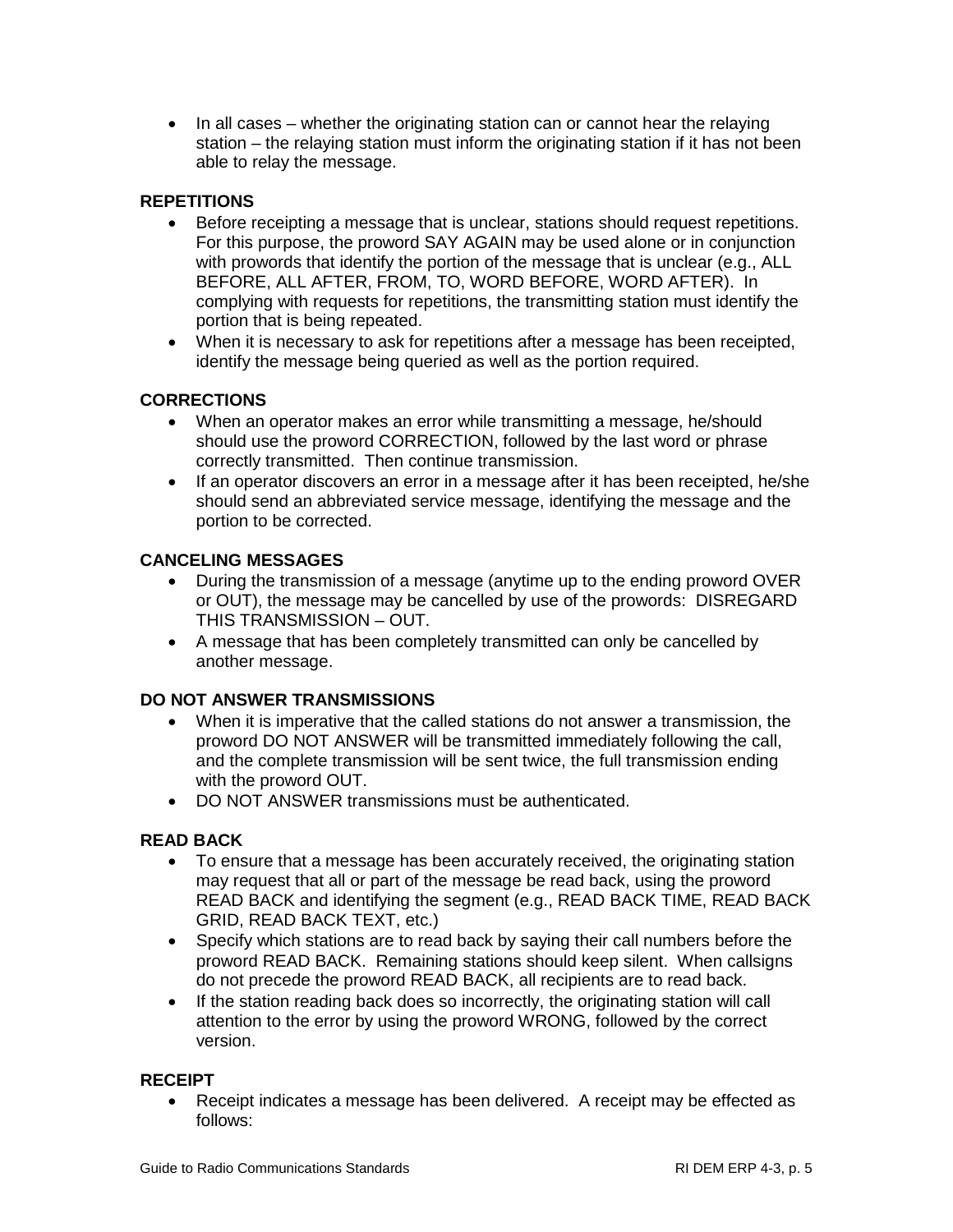- In all cases – whether the originating station can or cannot hear the relaying station – the relaying station must inform the originating station if it has not been able to relay the message.

**REPETITIONS**

- Before receipting a message that is unclear, stations should request repetitions. For this purpose, the proword SAY AGAIN may be used alone or in conjunction with prowords that identify the portion of the message that is unclear (e.g., ALL BEFORE, ALL AFTER, FROM, TO, WORD BEFORE, WORD AFTER). In complying with requests for repetitions, the transmitting station must identify the portion that is being repeated.
- When it is necessary to ask for repetitions after a message has been receipted, identify the message being queried as well as the portion required.

**CORRECTIONS**

- When an operator makes an error while transmitting a message, he/should should use the proword CORRECTION, followed by the last word or phrase correctly transmitted. Then continue transmission.
- If an operator discovers an error in a message after it has been receipted, he/she should send an abbreviated service message, identifying the message and the portion to be corrected.

**CANCELING MESSAGES**

- During the transmission of a message (anytime up to the ending proword OVER or OUT), the message may be cancelled by use of the prowords: DISREGARD THIS TRANSMISSION – OUT.
- A message that has been completely transmitted can only be cancelled by another message.

**DO NOT ANSWER TRANSMISSIONS**

- When it is imperative that the called stations do not answer a transmission, the proword DO NOT ANSWER will be transmitted immediately following the call, and the complete transmission will be sent twice, the full transmission ending with the proword OUT.
- DO NOT ANSWER transmissions must be authenticated.

**READ BACK**

- To ensure that a message has been accurately received, the originating station may request that all or part of the message be read back, using the proword READ BACK and identifying the segment (e.g., READ BACK TIME, READ BACK GRID, READ BACK TEXT, etc.)
- Specify which stations are to read back by saying their call numbers before the proword READ BACK. Remaining stations should keep silent. When callsigns do not precede the proword READ BACK, all recipients are to read back.
- If the station reading back does so incorrectly, the originating station will call attention to the error by using the proword WRONG, followed by the correct version.

**RECEIPT**

- Receipt indicates a message has been delivered. A receipt may be effected as follows: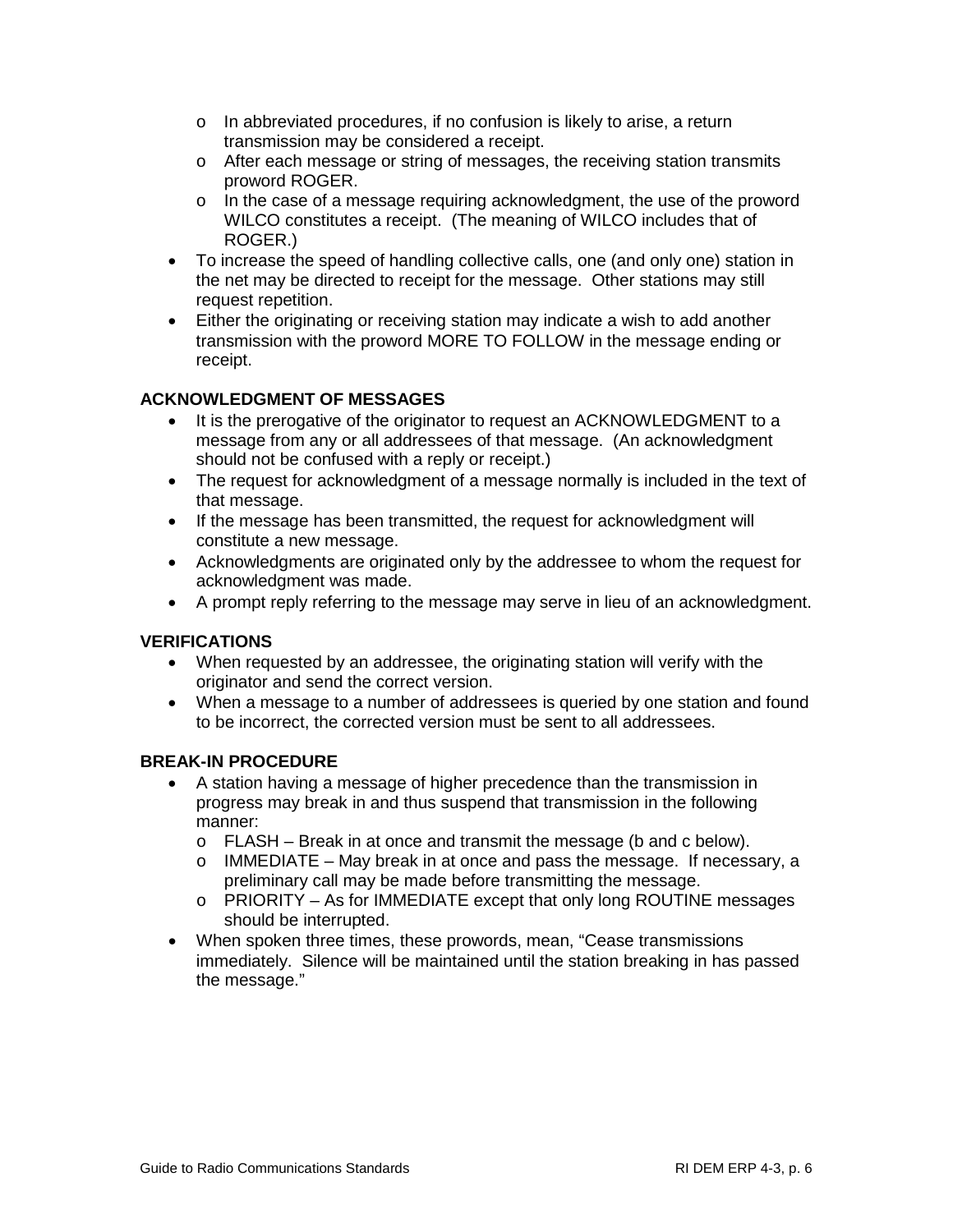- In abbreviated procedures, if no confusion is likely to arise, a return transmission may be considered a receipt.
  - After each message or string of messages, the receiving station transmits proword ROGER.
  - In the case of a message requiring acknowledgment, the use of the proword WILCO constitutes a receipt. (The meaning of WILCO includes that of ROGER.)
- To increase the speed of handling collective calls, one (and only one) station in the net may be directed to receipt for the message. Other stations may still request repetition.
- Either the originating or receiving station may indicate a wish to add another transmission with the proword MORE TO FOLLOW in the message ending or receipt.

**ACKNOWLEDGMENT OF MESSAGES**

- It is the prerogative of the originator to request an ACKNOWLEDGMENT to a message from any or all addressees of that message. (An acknowledgment should not be confused with a reply or receipt.)
- The request for acknowledgment of a message normally is included in the text of that message.
- If the message has been transmitted, the request for acknowledgment will constitute a new message.
- Acknowledgments are originated only by the addressee to whom the request for acknowledgment was made.
- A prompt reply referring to the message may serve in lieu of an acknowledgment.

**VERIFICATIONS**

- When requested by an addressee, the originating station will verify with the originator and send the correct version.
- When a message to a number of addressees is queried by one station and found to be incorrect, the corrected version must be sent to all addressees.

**BREAK-IN PROCEDURE**

- A station having a message of higher precedence than the transmission in progress may break in and thus suspend that transmission in the following manner:
  - FLASH – Break in at once and transmit the message (b and c below).
  - IMMEDIATE – May break in at once and pass the message. If necessary, a preliminary call may be made before transmitting the message.
  - PRIORITY – As for IMMEDIATE except that only long ROUTINE messages should be interrupted.
- When spoken three times, these prowords, mean, "Cease transmissions immediately. Silence will be maintained until the station breaking in has passed the message."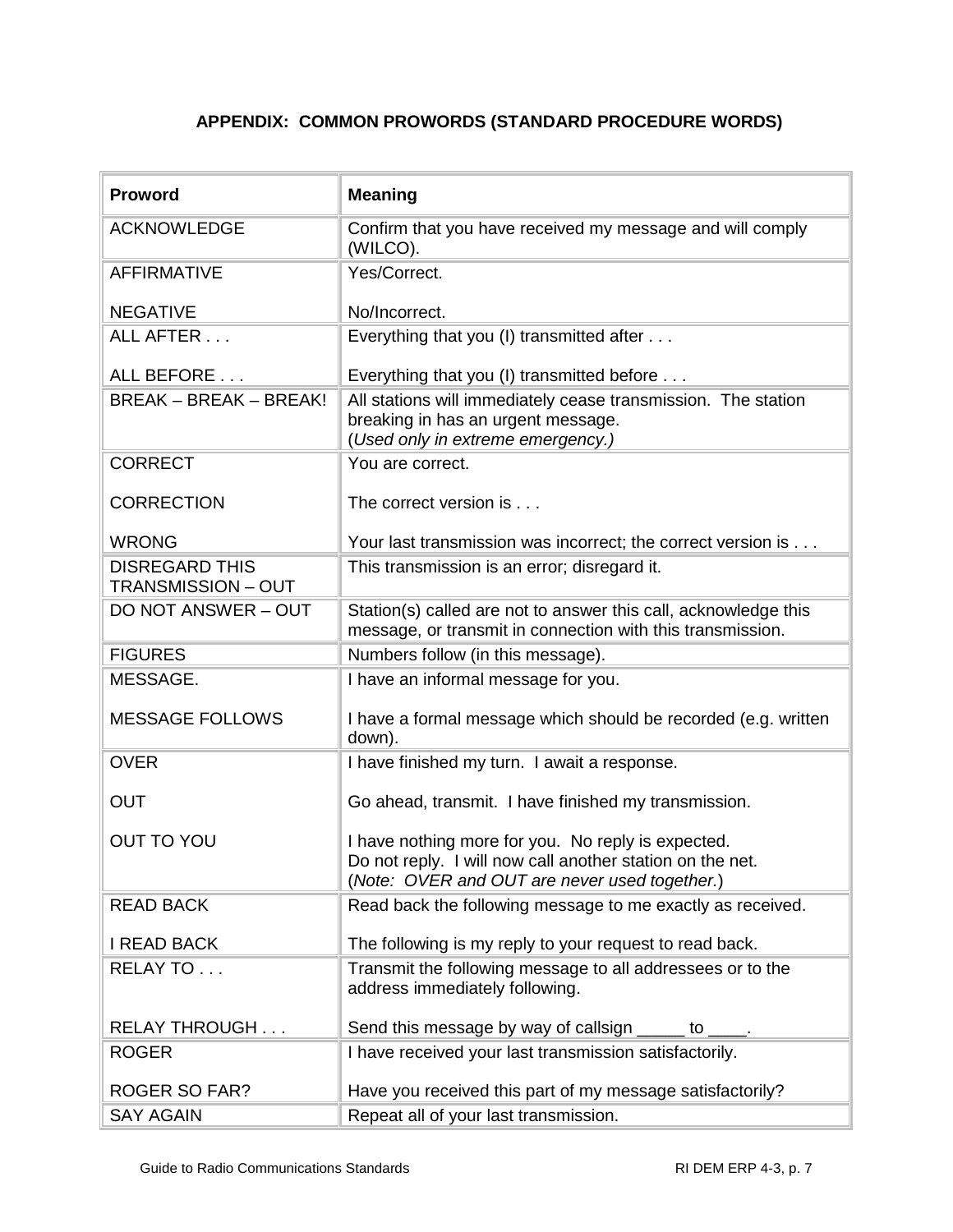## APPENDIX: COMMON PROWORDS (STANDARD PROCEDURE WORDS)

| Proword | Meaning |
|---|---|
| ACKNOWLEDGE | Confirm that you have received my message and will comply (WILCO). |
| AFFIRMATIVE<br><br>NEGATIVE | Yes/Correct.<br><br>No/Incorrect. |
| ALL AFTER . . .<br><br>ALL BEFORE . . . | Everything that you (I) transmitted after . . .<br><br>Everything that you (I) transmitted before . . . |
| BREAK – BREAK – BREAK! | All stations will immediately cease transmission. The station breaking in has an urgent message.<br>(*Used only in extreme emergency.*) |
| CORRECT<br><br>CORRECTION<br><br>WRONG | You are correct.<br><br>The correct version is . . .<br><br>Your last transmission was incorrect; the correct version is . . . |
| DISREGARD THIS TRANSMISSION – OUT | This transmission is an error; disregard it. |
| DO NOT ANSWER – OUT | Station(s) called are not to answer this call, acknowledge this message, or transmit in connection with this transmission. |
| FIGURES | Numbers follow (in this message). |
| MESSAGE.<br><br>MESSAGE FOLLOWS | I have an informal message for you.<br><br>I have a formal message which should be recorded (e.g. written down). |
| OVER<br><br>OUT<br><br>OUT TO YOU | I have finished my turn. I await a response.<br><br>Go ahead, transmit. I have finished my transmission.<br><br>I have nothing more for you. No reply is expected.<br>Do not reply. I will now call another station on the net.<br>(*Note: OVER and OUT are never used together.*) |
| READ BACK<br><br>I READ BACK | Read back the following message to me exactly as received.<br><br>The following is my reply to your request to read back. |
| RELAY TO . . .<br><br>RELAY THROUGH . . . | Transmit the following message to all addressees or to the address immediately following.<br><br>Send this message by way of callsign _____ to ____. |
| ROGER<br><br>ROGER SO FAR? | I have received your last transmission satisfactorily.<br><br>Have you received this part of my message satisfactorily? |
| SAY AGAIN | Repeat all of your last transmission. |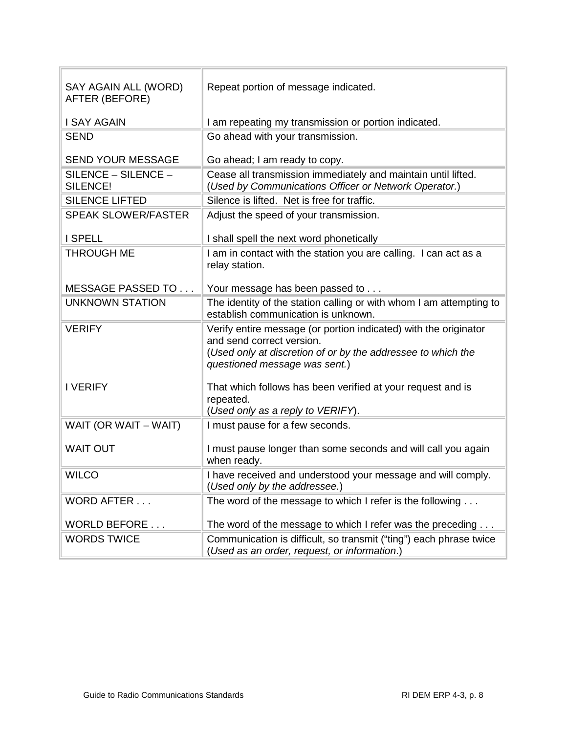| | |
|---|---|
| SAY AGAIN ALL (WORD) AFTER (BEFORE)<br><br>I SAY AGAIN | Repeat portion of message indicated.<br><br>I am repeating my transmission or portion indicated. |
| SEND<br><br>SEND YOUR MESSAGE | Go ahead with your transmission.<br><br>Go ahead; I am ready to copy. |
| SILENCE – SILENCE – SILENCE! | Cease all transmission immediately and maintain until lifted. (*Used by Communications Officer or Network Operator.*) |
| SILENCE LIFTED | Silence is lifted. Net is free for traffic. |
| SPEAK SLOWER/FASTER<br><br>I SPELL | Adjust the speed of your transmission.<br><br>I shall spell the next word phonetically |
| THROUGH ME<br><br>MESSAGE PASSED TO . . . | I am in contact with the station you are calling. I can act as a relay station.<br><br>Your message has been passed to . . . |
| UNKNOWN STATION | The identity of the station calling or with whom I am attempting to establish communication is unknown. |
| VERIFY<br><br>I VERIFY | Verify entire message (or portion indicated) with the originator and send correct version. (*Used only at discretion of or by the addressee to which the questioned message was sent.*)<br><br>That which follows has been verified at your request and is repeated. (*Used only as a reply to VERIFY*). |
| WAIT (OR WAIT – WAIT)<br><br>WAIT OUT | I must pause for a few seconds.<br><br>I must pause longer than some seconds and will call you again when ready. |
| WILCO | I have received and understood your message and will comply. (*Used only by the addressee.*) |
| WORD AFTER . . .<br><br>WORLD BEFORE . . . | The word of the message to which I refer is the following . . .<br><br>The word of the message to which I refer was the preceding . . . |
| WORDS TWICE | Communication is difficult, so transmit ("ting") each phrase twice (*Used as an order, request, or information*.) |